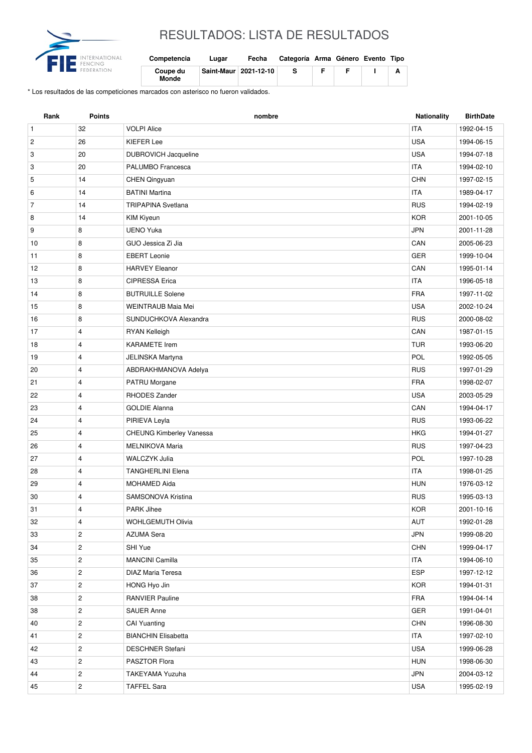# RESULTADOS: LISTA DE RESULTADOS

| Competencia | Lugar | Fecha | Categoría | Arma | Género | Evento | Tipo |
|---|---|---|---|---|---|---|---|
| Coupe du Monde | Saint-Maur | 2021-12-10 | S | F | F | I | A |

* Los resultados de las competiciones marcados con asterisco no fueron validados.

| Rank | Points | nombre | Nationality | BirthDate |
|---|---|---|---|---|
| 1 | 32 | VOLPI Alice | ITA | 1992-04-15 |
| 2 | 26 | KIEFER Lee | USA | 1994-06-15 |
| 3 | 20 | DUBROVICH Jacqueline | USA | 1994-07-18 |
| 3 | 20 | PALUMBO Francesca | ITA | 1994-02-10 |
| 5 | 14 | CHEN Qingyuan | CHN | 1997-02-15 |
| 6 | 14 | BATINI Martina | ITA | 1989-04-17 |
| 7 | 14 | TRIPAPINA Svetlana | RUS | 1994-02-19 |
| 8 | 14 | KIM Kiyeun | KOR | 2001-10-05 |
| 9 | 8 | UENO Yuka | JPN | 2001-11-28 |
| 10 | 8 | GUO Jessica Zi Jia | CAN | 2005-06-23 |
| 11 | 8 | EBERT Leonie | GER | 1999-10-04 |
| 12 | 8 | HARVEY Eleanor | CAN | 1995-01-14 |
| 13 | 8 | CIPRESSA Erica | ITA | 1996-05-18 |
| 14 | 8 | BUTRUILLE Solene | FRA | 1997-11-02 |
| 15 | 8 | WEINTRAUB Maia Mei | USA | 2002-10-24 |
| 16 | 8 | SUNDUCHKOVA Alexandra | RUS | 2000-08-02 |
| 17 | 4 | RYAN Kelleigh | CAN | 1987-01-15 |
| 18 | 4 | KARAMETE Irem | TUR | 1993-06-20 |
| 19 | 4 | JELINSKA Martyna | POL | 1992-05-05 |
| 20 | 4 | ABDRAKHMANOVA Adelya | RUS | 1997-01-29 |
| 21 | 4 | PATRU Morgane | FRA | 1998-02-07 |
| 22 | 4 | RHODES Zander | USA | 2003-05-29 |
| 23 | 4 | GOLDIE Alanna | CAN | 1994-04-17 |
| 24 | 4 | PIRIEVA Leyla | RUS | 1993-06-22 |
| 25 | 4 | CHEUNG Kimberley Vanessa | HKG | 1994-01-27 |
| 26 | 4 | MELNIKOVA Maria | RUS | 1997-04-23 |
| 27 | 4 | WALCZYK Julia | POL | 1997-10-28 |
| 28 | 4 | TANGHERLINI Elena | ITA | 1998-01-25 |
| 29 | 4 | MOHAMED Aida | HUN | 1976-03-12 |
| 30 | 4 | SAMSONOVA Kristina | RUS | 1995-03-13 |
| 31 | 4 | PARK Jihee | KOR | 2001-10-16 |
| 32 | 4 | WOHLGEMUTH Olivia | AUT | 1992-01-28 |
| 33 | 2 | AZUMA Sera | JPN | 1999-08-20 |
| 34 | 2 | SHI Yue | CHN | 1999-04-17 |
| 35 | 2 | MANCINI Camilla | ITA | 1994-06-10 |
| 36 | 2 | DIAZ Maria Teresa | ESP | 1997-12-12 |
| 37 | 2 | HONG Hyo Jin | KOR | 1994-01-31 |
| 38 | 2 | RANVIER Pauline | FRA | 1994-04-14 |
| 38 | 2 | SAUER Anne | GER | 1991-04-01 |
| 40 | 2 | CAI Yuanting | CHN | 1996-08-30 |
| 41 | 2 | BIANCHIN Elisabetta | ITA | 1997-02-10 |
| 42 | 2 | DESCHNER Stefani | USA | 1999-06-28 |
| 43 | 2 | PASZTOR Flora | HUN | 1998-06-30 |
| 44 | 2 | TAKEYAMA Yuzuha | JPN | 2004-03-12 |
| 45 | 2 | TAFFEL Sara | USA | 1995-02-19 |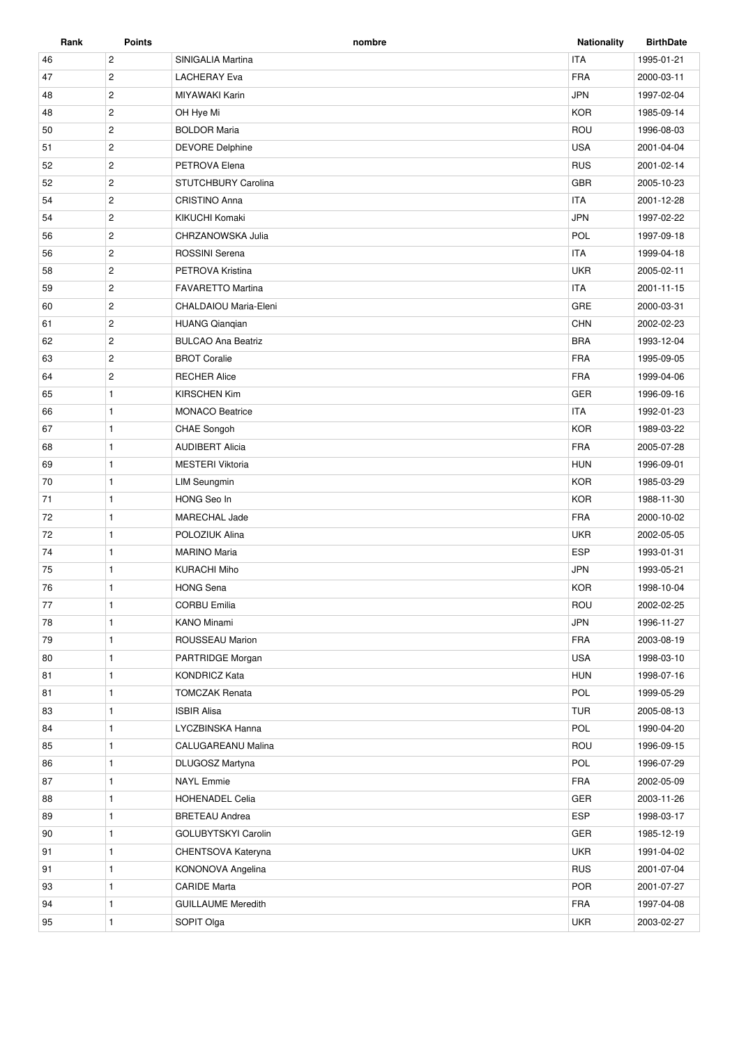| Rank | Points | nombre | Nationality | BirthDate |
| --- | --- | --- | --- | --- |
| 46 | 2 | SINIGALIA Martina | ITA | 1995-01-21 |
| 47 | 2 | LACHERAY Eva | FRA | 2000-03-11 |
| 48 | 2 | MIYAWAKI Karin | JPN | 1997-02-04 |
| 48 | 2 | OH Hye Mi | KOR | 1985-09-14 |
| 50 | 2 | BOLDOR Maria | ROU | 1996-08-03 |
| 51 | 2 | DEVORE Delphine | USA | 2001-04-04 |
| 52 | 2 | PETROVA Elena | RUS | 2001-02-14 |
| 52 | 2 | STUTCHBURY Carolina | GBR | 2005-10-23 |
| 54 | 2 | CRISTINO Anna | ITA | 2001-12-28 |
| 54 | 2 | KIKUCHI Komaki | JPN | 1997-02-22 |
| 56 | 2 | CHRZANOWSKA Julia | POL | 1997-09-18 |
| 56 | 2 | ROSSINI Serena | ITA | 1999-04-18 |
| 58 | 2 | PETROVA Kristina | UKR | 2005-02-11 |
| 59 | 2 | FAVARETTO Martina | ITA | 2001-11-15 |
| 60 | 2 | CHALDAIOU Maria-Eleni | GRE | 2000-03-31 |
| 61 | 2 | HUANG Qianqian | CHN | 2002-02-23 |
| 62 | 2 | BULCAO Ana Beatriz | BRA | 1993-12-04 |
| 63 | 2 | BROT Coralie | FRA | 1995-09-05 |
| 64 | 2 | RECHER Alice | FRA | 1999-04-06 |
| 65 | 1 | KIRSCHEN Kim | GER | 1996-09-16 |
| 66 | 1 | MONACO Beatrice | ITA | 1992-01-23 |
| 67 | 1 | CHAE Songoh | KOR | 1989-03-22 |
| 68 | 1 | AUDIBERT Alicia | FRA | 2005-07-28 |
| 69 | 1 | MESTERI Viktoria | HUN | 1996-09-01 |
| 70 | 1 | LIM Seungmin | KOR | 1985-03-29 |
| 71 | 1 | HONG Seo In | KOR | 1988-11-30 |
| 72 | 1 | MARECHAL Jade | FRA | 2000-10-02 |
| 72 | 1 | POLOZIUK Alina | UKR | 2002-05-05 |
| 74 | 1 | MARINO Maria | ESP | 1993-01-31 |
| 75 | 1 | KURACHI Miho | JPN | 1993-05-21 |
| 76 | 1 | HONG Sena | KOR | 1998-10-04 |
| 77 | 1 | CORBU Emilia | ROU | 2002-02-25 |
| 78 | 1 | KANO Minami | JPN | 1996-11-27 |
| 79 | 1 | ROUSSEAU Marion | FRA | 2003-08-19 |
| 80 | 1 | PARTRIDGE Morgan | USA | 1998-03-10 |
| 81 | 1 | KONDRICZ Kata | HUN | 1998-07-16 |
| 81 | 1 | TOMCZAK Renata | POL | 1999-05-29 |
| 83 | 1 | ISBIR Alisa | TUR | 2005-08-13 |
| 84 | 1 | LYCZBINSKA Hanna | POL | 1990-04-20 |
| 85 | 1 | CALUGAREANU Malina | ROU | 1996-09-15 |
| 86 | 1 | DLUGOSZ Martyna | POL | 1996-07-29 |
| 87 | 1 | NAYL Emmie | FRA | 2002-05-09 |
| 88 | 1 | HOHENADEL Celia | GER | 2003-11-26 |
| 89 | 1 | BRETEAU Andrea | ESP | 1998-03-17 |
| 90 | 1 | GOLUBYTSKYI Carolin | GER | 1985-12-19 |
| 91 | 1 | CHENTSOVA Kateryna | UKR | 1991-04-02 |
| 91 | 1 | KONONOVA Angelina | RUS | 2001-07-04 |
| 93 | 1 | CARIDE Marta | POR | 2001-07-27 |
| 94 | 1 | GUILLAUME Meredith | FRA | 1997-04-08 |
| 95 | 1 | SOPIT Olga | UKR | 2003-02-27 |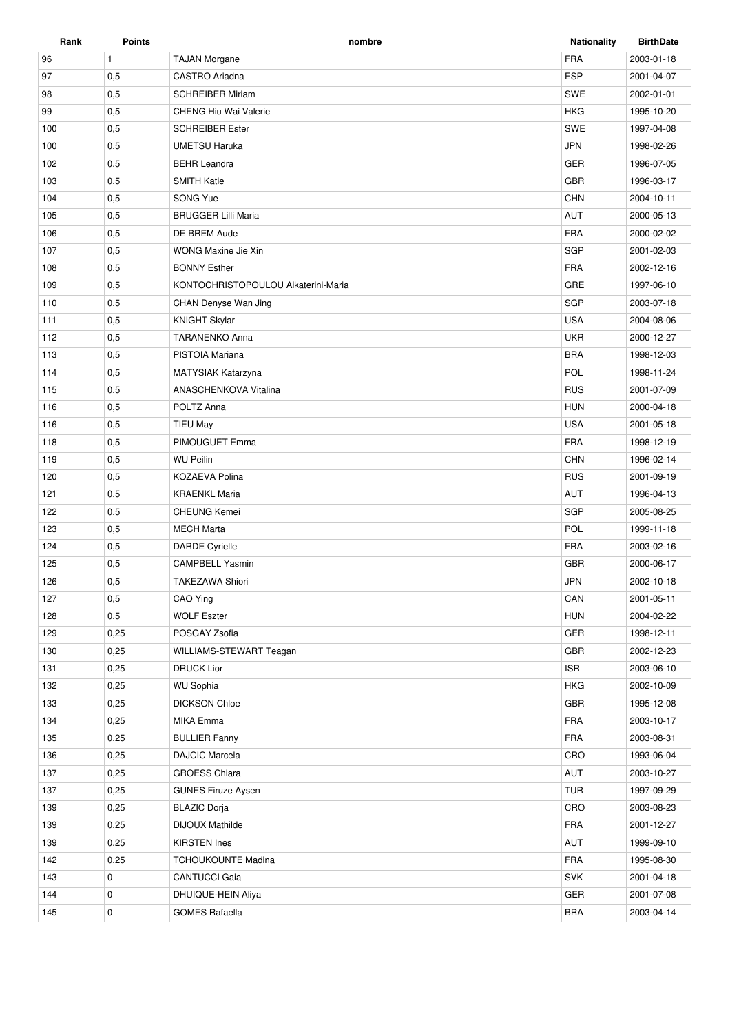| Rank | Points | nombre | Nationality | BirthDate |
|---|---|---|---|---|
| 96 | 1 | TAJAN Morgane | FRA | 2003-01-18 |
| 97 | 0,5 | CASTRO Ariadna | ESP | 2001-04-07 |
| 98 | 0,5 | SCHREIBER Miriam | SWE | 2002-01-01 |
| 99 | 0,5 | CHENG Hiu Wai Valerie | HKG | 1995-10-20 |
| 100 | 0,5 | SCHREIBER Ester | SWE | 1997-04-08 |
| 100 | 0,5 | UMETSU Haruka | JPN | 1998-02-26 |
| 102 | 0,5 | BEHR Leandra | GER | 1996-07-05 |
| 103 | 0,5 | SMITH Katie | GBR | 1996-03-17 |
| 104 | 0,5 | SONG Yue | CHN | 2004-10-11 |
| 105 | 0,5 | BRUGGER Lilli Maria | AUT | 2000-05-13 |
| 106 | 0,5 | DE BREM Aude | FRA | 2000-02-02 |
| 107 | 0,5 | WONG Maxine Jie Xin | SGP | 2001-02-03 |
| 108 | 0,5 | BONNY Esther | FRA | 2002-12-16 |
| 109 | 0,5 | KONTOCHRISTOPOULOU Aikaterini-Maria | GRE | 1997-06-10 |
| 110 | 0,5 | CHAN Denyse Wan Jing | SGP | 2003-07-18 |
| 111 | 0,5 | KNIGHT Skylar | USA | 2004-08-06 |
| 112 | 0,5 | TARANENKO Anna | UKR | 2000-12-27 |
| 113 | 0,5 | PISTOIA Mariana | BRA | 1998-12-03 |
| 114 | 0,5 | MATYSIAK Katarzyna | POL | 1998-11-24 |
| 115 | 0,5 | ANASCHENKOVA Vitalina | RUS | 2001-07-09 |
| 116 | 0,5 | POLTZ Anna | HUN | 2000-04-18 |
| 116 | 0,5 | TIEU May | USA | 2001-05-18 |
| 118 | 0,5 | PIMOUGUET Emma | FRA | 1998-12-19 |
| 119 | 0,5 | WU Peilin | CHN | 1996-02-14 |
| 120 | 0,5 | KOZAEVA Polina | RUS | 2001-09-19 |
| 121 | 0,5 | KRAENKL Maria | AUT | 1996-04-13 |
| 122 | 0,5 | CHEUNG Kemei | SGP | 2005-08-25 |
| 123 | 0,5 | MECH Marta | POL | 1999-11-18 |
| 124 | 0,5 | DARDE Cyrielle | FRA | 2003-02-16 |
| 125 | 0,5 | CAMPBELL Yasmin | GBR | 2000-06-17 |
| 126 | 0,5 | TAKEZAWA Shiori | JPN | 2002-10-18 |
| 127 | 0,5 | CAO Ying | CAN | 2001-05-11 |
| 128 | 0,5 | WOLF Eszter | HUN | 2004-02-22 |
| 129 | 0,25 | POSGAY Zsofia | GER | 1998-12-11 |
| 130 | 0,25 | WILLIAMS-STEWART Teagan | GBR | 2002-12-23 |
| 131 | 0,25 | DRUCK Lior | ISR | 2003-06-10 |
| 132 | 0,25 | WU Sophia | HKG | 2002-10-09 |
| 133 | 0,25 | DICKSON Chloe | GBR | 1995-12-08 |
| 134 | 0,25 | MIKA Emma | FRA | 2003-10-17 |
| 135 | 0,25 | BULLIER Fanny | FRA | 2003-08-31 |
| 136 | 0,25 | DAJCIC Marcela | CRO | 1993-06-04 |
| 137 | 0,25 | GROESS Chiara | AUT | 2003-10-27 |
| 137 | 0,25 | GUNES Firuze Aysen | TUR | 1997-09-29 |
| 139 | 0,25 | BLAZIC Dorja | CRO | 2003-08-23 |
| 139 | 0,25 | DIJOUX Mathilde | FRA | 2001-12-27 |
| 139 | 0,25 | KIRSTEN Ines | AUT | 1999-09-10 |
| 142 | 0,25 | TCHOUKOUNTE Madina | FRA | 1995-08-30 |
| 143 | 0 | CANTUCCI Gaia | SVK | 2001-04-18 |
| 144 | 0 | DHUIQUE-HEIN Aliya | GER | 2001-07-08 |
| 145 | 0 | GOMES Rafaella | BRA | 2003-04-14 |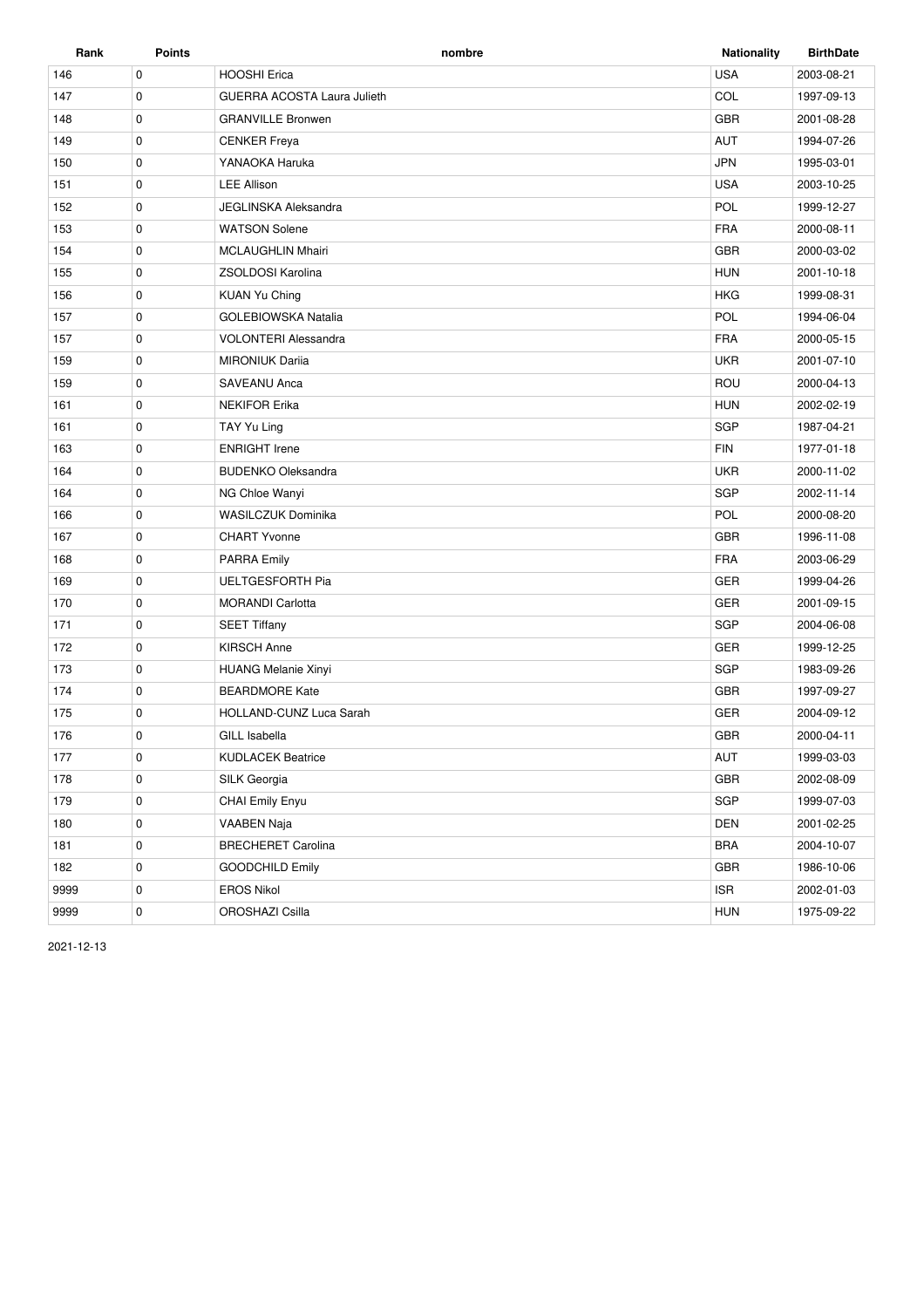| Rank | Points | nombre | Nationality | BirthDate |
|---|---|---|---|---|
| 146 | 0 | HOOSHI Erica | USA | 2003-08-21 |
| 147 | 0 | GUERRA ACOSTA Laura Julieth | COL | 1997-09-13 |
| 148 | 0 | GRANVILLE Bronwen | GBR | 2001-08-28 |
| 149 | 0 | CENKER Freya | AUT | 1994-07-26 |
| 150 | 0 | YANAOKA Haruka | JPN | 1995-03-01 |
| 151 | 0 | LEE Allison | USA | 2003-10-25 |
| 152 | 0 | JEGLINSKA Aleksandra | POL | 1999-12-27 |
| 153 | 0 | WATSON Solene | FRA | 2000-08-11 |
| 154 | 0 | MCLAUGHLIN Mhairi | GBR | 2000-03-02 |
| 155 | 0 | ZSOLDOSI Karolina | HUN | 2001-10-18 |
| 156 | 0 | KUAN Yu Ching | HKG | 1999-08-31 |
| 157 | 0 | GOLEBIOWSKA Natalia | POL | 1994-06-04 |
| 157 | 0 | VOLONTERI Alessandra | FRA | 2000-05-15 |
| 159 | 0 | MIRONIUK Dariia | UKR | 2001-07-10 |
| 159 | 0 | SAVEANU Anca | ROU | 2000-04-13 |
| 161 | 0 | NEKIFOR Erika | HUN | 2002-02-19 |
| 161 | 0 | TAY Yu Ling | SGP | 1987-04-21 |
| 163 | 0 | ENRIGHT Irene | FIN | 1977-01-18 |
| 164 | 0 | BUDENKO Oleksandra | UKR | 2000-11-02 |
| 164 | 0 | NG Chloe Wanyi | SGP | 2002-11-14 |
| 166 | 0 | WASILCZUK Dominika | POL | 2000-08-20 |
| 167 | 0 | CHART Yvonne | GBR | 1996-11-08 |
| 168 | 0 | PARRA Emily | FRA | 2003-06-29 |
| 169 | 0 | UELTGESFORTH Pia | GER | 1999-04-26 |
| 170 | 0 | MORANDI Carlotta | GER | 2001-09-15 |
| 171 | 0 | SEET Tiffany | SGP | 2004-06-08 |
| 172 | 0 | KIRSCH Anne | GER | 1999-12-25 |
| 173 | 0 | HUANG Melanie Xinyi | SGP | 1983-09-26 |
| 174 | 0 | BEARDMORE Kate | GBR | 1997-09-27 |
| 175 | 0 | HOLLAND-CUNZ Luca Sarah | GER | 2004-09-12 |
| 176 | 0 | GILL Isabella | GBR | 2000-04-11 |
| 177 | 0 | KUDLACEK Beatrice | AUT | 1999-03-03 |
| 178 | 0 | SILK Georgia | GBR | 2002-08-09 |
| 179 | 0 | CHAI Emily Enyu | SGP | 1999-07-03 |
| 180 | 0 | VAABEN Naja | DEN | 2001-02-25 |
| 181 | 0 | BRECHERET Carolina | BRA | 2004-10-07 |
| 182 | 0 | GOODCHILD Emily | GBR | 1986-10-06 |
| 9999 | 0 | EROS Nikol | ISR | 2002-01-03 |
| 9999 | 0 | OROSHAZI Csilla | HUN | 1975-09-22 |

2021-12-13